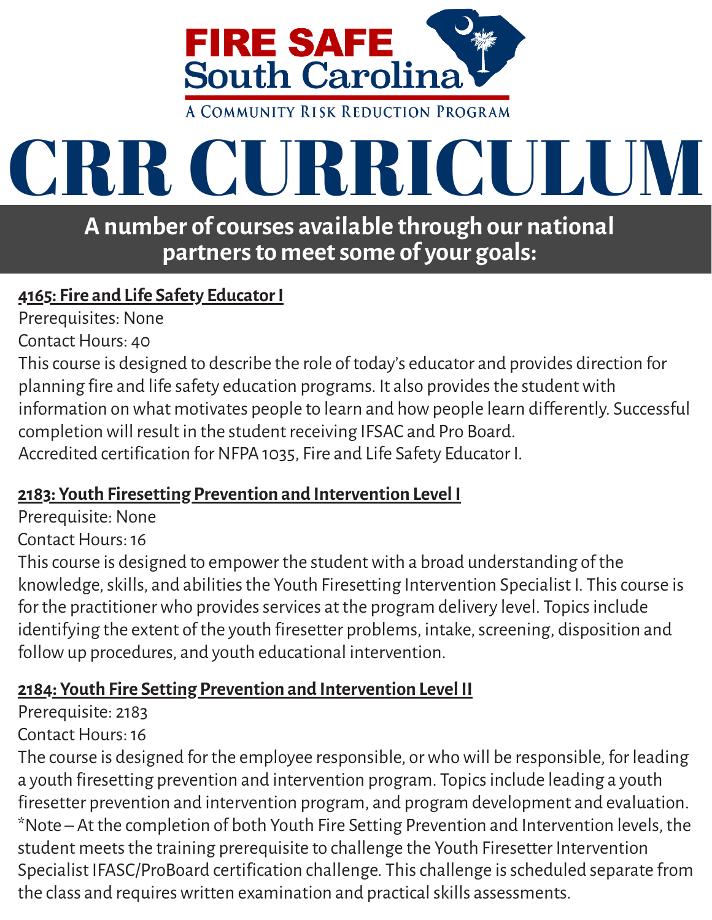FIRE SAFE South Carolina

A Community Risk Reduction Program

# CRR CURRICULUM

## A number of courses available through our national partners to meet some of your goals:

### 4165: Fire and Life Safety Educator I

Prerequisites: None

Contact Hours: 40

This course is designed to describe the role of today's educator and provides direction for planning fire and life safety education programs. It also provides the student with information on what motivates people to learn and how people learn differently. Successful completion will result in the student receiving IFSAC and Pro Board.
Accredited certification for NFPA 1035, Fire and Life Safety Educator I.

### 2183: Youth Firesetting Prevention and Intervention Level I

Prerequisite: None

Contact Hours: 16

This course is designed to empower the student with a broad understanding of the knowledge, skills, and abilities the Youth Firesetting Intervention Specialist I. This course is for the practitioner who provides services at the program delivery level. Topics include identifying the extent of the youth firesetter problems, intake, screening, disposition and follow up procedures, and youth educational intervention.

### 2184: Youth Fire Setting Prevention and Intervention Level II

Prerequisite: 2183

Contact Hours: 16

The course is designed for the employee responsible, or who will be responsible, for leading a youth firesetting prevention and intervention program. Topics include leading a youth firesetter prevention and intervention program, and program development and evaluation.
*Note – At the completion of both Youth Fire Setting Prevention and Intervention levels, the student meets the training prerequisite to challenge the Youth Firesetter Intervention Specialist IFASC/ProBoard certification challenge. This challenge is scheduled separate from the class and requires written examination and practical skills assessments.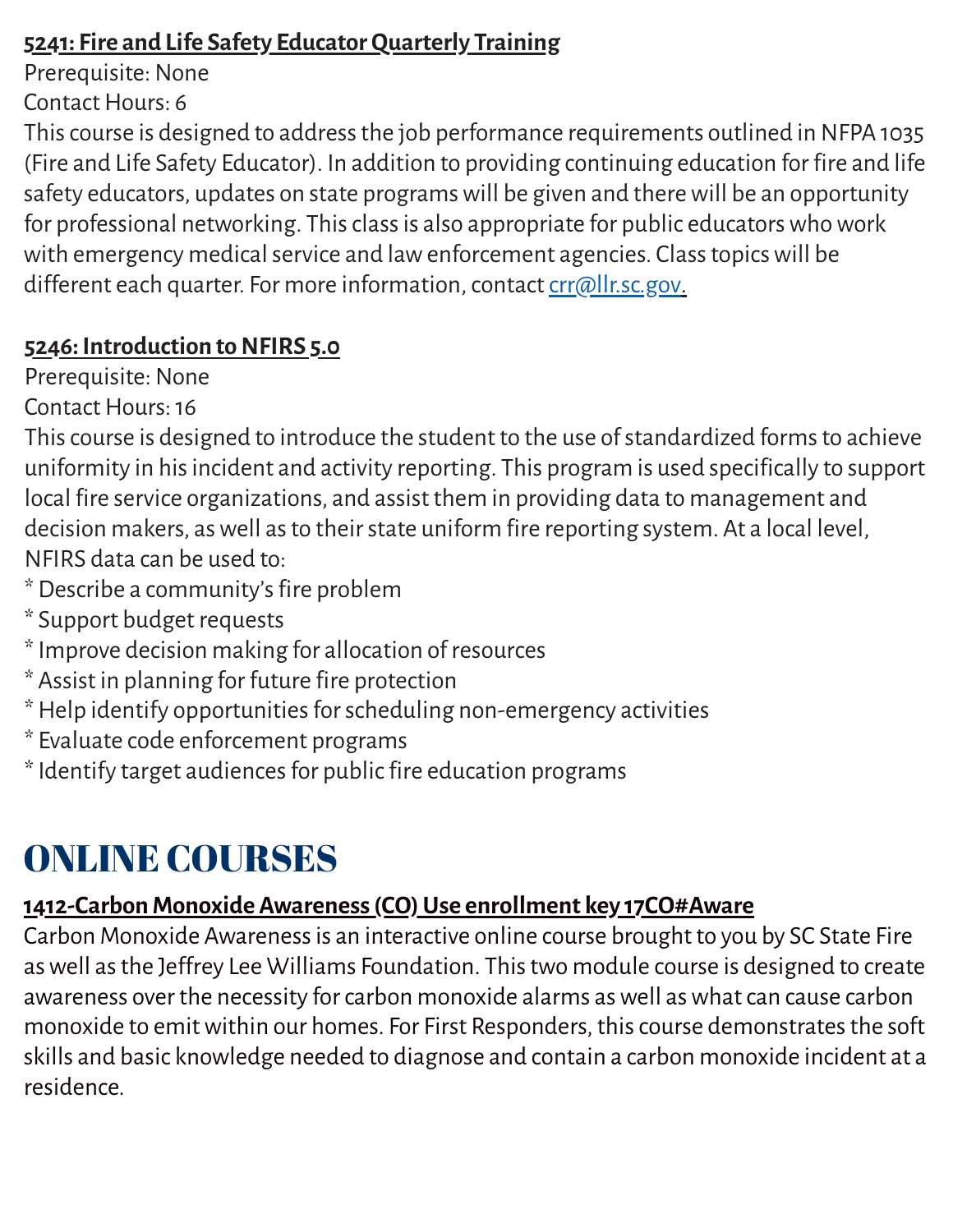**5241: Fire and Life Safety Educator Quarterly Training**

Prerequisite: None

Contact Hours: 6

This course is designed to address the job performance requirements outlined in NFPA 1035 (Fire and Life Safety Educator). In addition to providing continuing education for fire and life safety educators, updates on state programs will be given and there will be an opportunity for professional networking. This class is also appropriate for public educators who work with emergency medical service and law enforcement agencies. Class topics will be different each quarter. For more information, contact crr@llr.sc.gov.

**5246: Introduction to NFIRS 5.0**

Prerequisite: None

Contact Hours: 16

This course is designed to introduce the student to the use of standardized forms to achieve uniformity in his incident and activity reporting. This program is used specifically to support local fire service organizations, and assist them in providing data to management and decision makers, as well as to their state uniform fire reporting system. At a local level, NFIRS data can be used to:

* Describe a community's fire problem
* Support budget requests
* Improve decision making for allocation of resources
* Assist in planning for future fire protection
* Help identify opportunities for scheduling non-emergency activities
* Evaluate code enforcement programs
* Identify target audiences for public fire education programs

# ONLINE COURSES

**1412-Carbon Monoxide Awareness (CO) Use enrollment key 17CO#Aware**

Carbon Monoxide Awareness is an interactive online course brought to you by SC State Fire as well as the Jeffrey Lee Williams Foundation. This two module course is designed to create awareness over the necessity for carbon monoxide alarms as well as what can cause carbon monoxide to emit within our homes. For First Responders, this course demonstrates the soft skills and basic knowledge needed to diagnose and contain a carbon monoxide incident at a residence.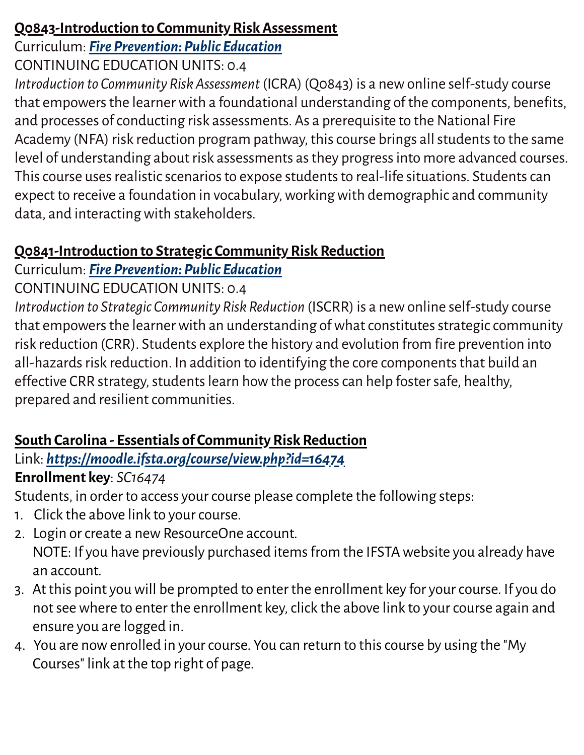## Q0843-Introduction to Community Risk Assessment

Curriculum: ***Fire Prevention: Public Education***

CONTINUING EDUCATION UNITS: 0.4

*Introduction to Community Risk Assessment* (ICRA) (Q0843) is a new online self-study course that empowers the learner with a foundational understanding of the components, benefits, and processes of conducting risk assessments. As a prerequisite to the National Fire Academy (NFA) risk reduction program pathway, this course brings all students to the same level of understanding about risk assessments as they progress into more advanced courses. This course uses realistic scenarios to expose students to real-life situations. Students can expect to receive a foundation in vocabulary, working with demographic and community data, and interacting with stakeholders.

## Q0841-Introduction to Strategic Community Risk Reduction

Curriculum: ***Fire Prevention: Public Education***

CONTINUING EDUCATION UNITS: 0.4

*Introduction to Strategic Community Risk Reduction* (ISCRR) is a new online self-study course that empowers the learner with an understanding of what constitutes strategic community risk reduction (CRR). Students explore the history and evolution from fire prevention into all-hazards risk reduction. In addition to identifying the core components that build an effective CRR strategy, students learn how the process can help foster safe, healthy, prepared and resilient communities.

## South Carolina - Essentials of Community Risk Reduction

Link: ***https://moodle.ifsta.org/course/view.php?id=16474***

**Enrollment key**: *SC16474*

Students, in order to access your course please complete the following steps:

1. Click the above link to your course.
2. Login or create a new ResourceOne account.
   NOTE: If you have previously purchased items from the IFSTA website you already have an account.
3. At this point you will be prompted to enter the enrollment key for your course. If you do not see where to enter the enrollment key, click the above link to your course again and ensure you are logged in.
4. You are now enrolled in your course. You can return to this course by using the "My Courses" link at the top right of page.